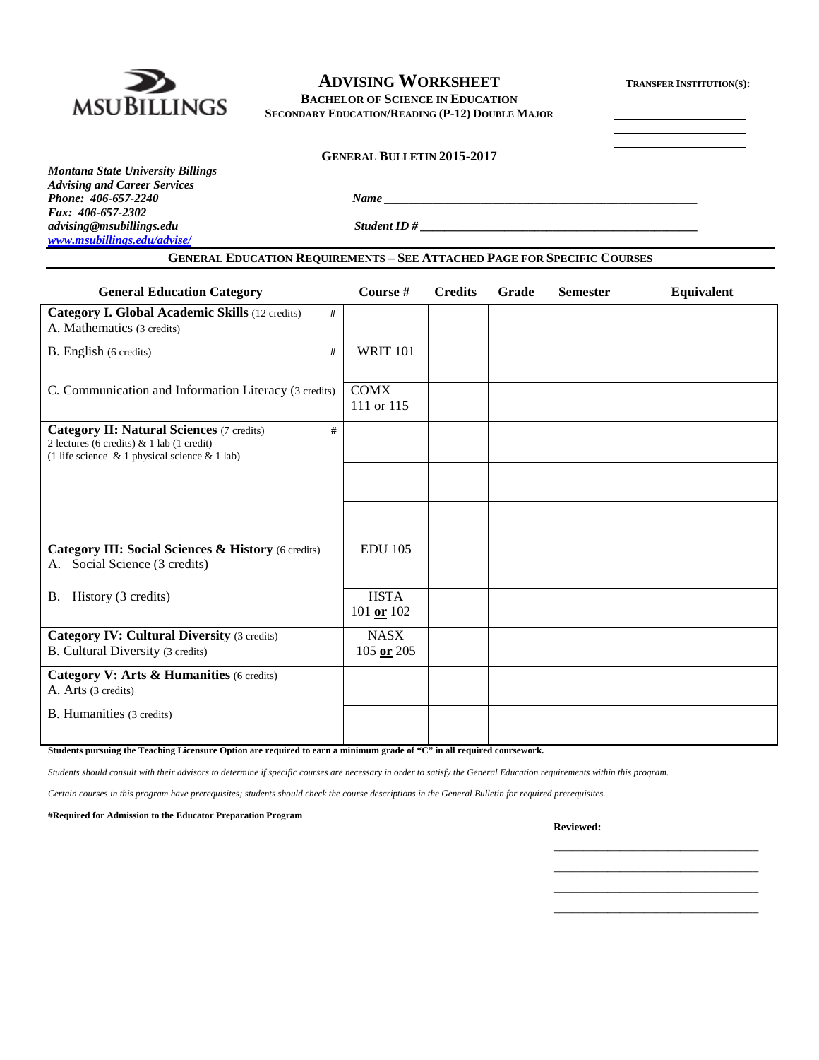MSU BILLINGS

# ADVISING WORKSHEET

**BACHELOR OF SCIENCE IN EDUCATION**
**SECONDARY EDUCATION/READING (P-12) DOUBLE MAJOR**

**TRANSFER INSTITUTION(S):**

______________________
______________________
______________________

**GENERAL BULLETIN 2015-2017**

***Montana State University Billings***
***Advising and Career Services***
***Phone: 406-657-2240***
***Fax: 406-657-2302***
***advising@msubillings.edu***
***[www.msubillings.edu/advise/](http://www.msubillings.edu/advise/)***

***Name*** ______________________________________________________

***Student ID #*** ______________________________________________

## GENERAL EDUCATION REQUIREMENTS – SEE ATTACHED PAGE FOR SPECIFIC COURSES

| General Education Category | Course # | Credits | Grade | Semester | Equivalent |
|---|---|---|---|---|---|
| **Category I. Global Academic Skills** (12 credits) # <br> A. Mathematics (3 credits) | | | | | |
| B. English (6 credits) # | WRIT 101 | | | | |
| C. Communication and Information Literacy (3 credits) | COMX 111 or 115 | | | | |
| **Category II: Natural Sciences** (7 credits) # <br> 2 lectures (6 credits) & 1 lab (1 credit) <br> (1 life science & 1 physical science & 1 lab) | | | | | |
| | | | | | |
| | | | | | |
| **Category III: Social Sciences & History** (6 credits) <br> A. Social Science (3 credits) | EDU 105 | | | | |
| B. History (3 credits) | HSTA 101 **or** 102 | | | | |
| **Category IV: Cultural Diversity** (3 credits) <br> B. Cultural Diversity (3 credits) | NASX 105 **or** 205 | | | | |
| **Category V: Arts & Humanities** (6 credits) <br> A. Arts (3 credits) | | | | | |
| B. Humanities (3 credits) | | | | | |

**Students pursuing the Teaching Licensure Option are required to earn a minimum grade of "C" in all required coursework.**

*Students should consult with their advisors to determine if specific courses are necessary in order to satisfy the General Education requirements within this program.*

*Certain courses in this program have prerequisites; students should check the course descriptions in the General Bulletin for required prerequisites.*

**#Required for Admission to the Educator Preparation Program**

**Reviewed:**

___________________________________
___________________________________
___________________________________
___________________________________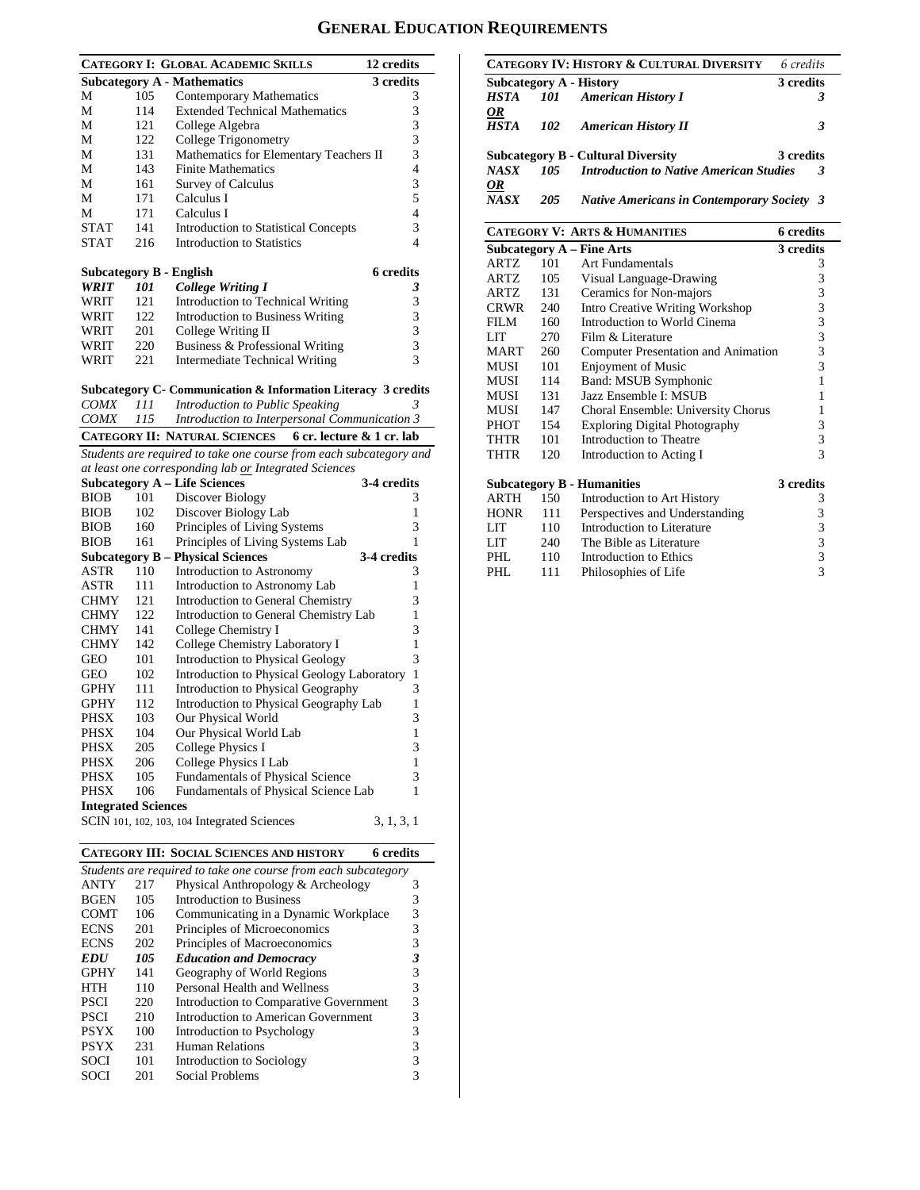# GENERAL EDUCATION REQUIREMENTS

## CATEGORY I: GLOBAL ACADEMIC SKILLS — 12 credits

### Subcategory A - Mathematics — 3 credits

| | | | |
|---|---|---|---|
| M | 105 | Contemporary Mathematics | 3 |
| M | 114 | Extended Technical Mathematics | 3 |
| M | 121 | College Algebra | 3 |
| M | 122 | College Trigonometry | 3 |
| M | 131 | Mathematics for Elementary Teachers II | 3 |
| M | 143 | Finite Mathematics | 4 |
| M | 161 | Survey of Calculus | 3 |
| M | 171 | Calculus I | 5 |
| M | 171 | Calculus I | 4 |
| STAT | 141 | Introduction to Statistical Concepts | 3 |
| STAT | 216 | Introduction to Statistics | 4 |

### Subcategory B - English — 6 credits

| | | | |
|---|---|---|---|
| ***WRIT*** | ***101*** | ***College Writing I*** | ***3*** |
| WRIT | 121 | Introduction to Technical Writing | 3 |
| WRIT | 122 | Introduction to Business Writing | 3 |
| WRIT | 201 | College Writing II | 3 |
| WRIT | 220 | Business & Professional Writing | 3 |
| WRIT | 221 | Intermediate Technical Writing | 3 |

### Subcategory C- Communication & Information Literacy — 3 credits

| | | | |
|---|---|---|---|
| *COMX* | *111* | *Introduction to Public Speaking* | *3* |
| *COMX* | *115* | *Introduction to Interpersonal Communication* | *3* |

## CATEGORY II: NATURAL SCIENCES — 6 cr. lecture & 1 cr. lab

*Students are required to take one course from each subcategory and at least one corresponding lab or Integrated Sciences*

### Subcategory A – Life Sciences — 3-4 credits

| | | | |
|---|---|---|---|
| BIOB | 101 | Discover Biology | 3 |
| BIOB | 102 | Discover Biology Lab | 1 |
| BIOB | 160 | Principles of Living Systems | 3 |
| BIOB | 161 | Principles of Living Systems Lab | 1 |

### Subcategory B – Physical Sciences — 3-4 credits

| | | | |
|---|---|---|---|
| ASTR | 110 | Introduction to Astronomy | 3 |
| ASTR | 111 | Introduction to Astronomy Lab | 1 |
| CHMY | 121 | Introduction to General Chemistry | 3 |
| CHMY | 122 | Introduction to General Chemistry Lab | 1 |
| CHMY | 141 | College Chemistry I | 3 |
| CHMY | 142 | College Chemistry Laboratory I | 1 |
| GEO | 101 | Introduction to Physical Geology | 3 |
| GEO | 102 | Introduction to Physical Geology Laboratory | 1 |
| GPHY | 111 | Introduction to Physical Geography | 3 |
| GPHY | 112 | Introduction to Physical Geography Lab | 1 |
| PHSX | 103 | Our Physical World | 3 |
| PHSX | 104 | Our Physical World Lab | 1 |
| PHSX | 205 | College Physics I | 3 |
| PHSX | 206 | College Physics I Lab | 1 |
| PHSX | 105 | Fundamentals of Physical Science | 3 |
| PHSX | 106 | Fundamentals of Physical Science Lab | 1 |

### Integrated Sciences

SCIN 101, 102, 103, 104 Integrated Sciences — 3, 1, 3, 1

## CATEGORY III: SOCIAL SCIENCES AND HISTORY — 6 credits

*Students are required to take one course from each subcategory*

| | | | |
|---|---|---|---|
| ANTY | 217 | Physical Anthropology & Archeology | 3 |
| BGEN | 105 | Introduction to Business | 3 |
| COMT | 106 | Communicating in a Dynamic Workplace | 3 |
| ECNS | 201 | Principles of Microeconomics | 3 |
| ECNS | 202 | Principles of Macroeconomics | 3 |
| ***EDU*** | ***105*** | ***Education and Democracy*** | ***3*** |
| GPHY | 141 | Geography of World Regions | 3 |
| HTH | 110 | Personal Health and Wellness | 3 |
| PSCI | 220 | Introduction to Comparative Government | 3 |
| PSCI | 210 | Introduction to American Government | 3 |
| PSYX | 100 | Introduction to Psychology | 3 |
| PSYX | 231 | Human Relations | 3 |
| SOCI | 101 | Introduction to Sociology | 3 |
| SOCI | 201 | Social Problems | 3 |

## CATEGORY IV: HISTORY & CULTURAL DIVERSITY — *6 credits*

### Subcategory A - History — 3 credits

***HSTA 101 American History I*** — ***3***

***OR***

***HSTA 102 American History II*** — ***3***

### Subcategory B - Cultural Diversity — 3 credits

***NASX 105 Introduction to Native American Studies*** — ***3***

***OR***

***NASX 205 Native Americans in Contemporary Society*** — ***3***

## CATEGORY V: ARTS & HUMANITIES — 6 credits

### Subcategory A – Fine Arts — 3 credits

| | | | |
|---|---|---|---|
| ARTZ | 101 | Art Fundamentals | 3 |
| ARTZ | 105 | Visual Language-Drawing | 3 |
| ARTZ | 131 | Ceramics for Non-majors | 3 |
| CRWR | 240 | Intro Creative Writing Workshop | 3 |
| FILM | 160 | Introduction to World Cinema | 3 |
| LIT | 270 | Film & Literature | 3 |
| MART | 260 | Computer Presentation and Animation | 3 |
| MUSI | 101 | Enjoyment of Music | 3 |
| MUSI | 114 | Band: MSUB Symphonic | 1 |
| MUSI | 131 | Jazz Ensemble I: MSUB | 1 |
| MUSI | 147 | Choral Ensemble: University Chorus | 1 |
| PHOT | 154 | Exploring Digital Photography | 3 |
| THTR | 101 | Introduction to Theatre | 3 |
| THTR | 120 | Introduction to Acting I | 3 |

### Subcategory B - Humanities — 3 credits

| | | | |
|---|---|---|---|
| ARTH | 150 | Introduction to Art History | 3 |
| HONR | 111 | Perspectives and Understanding | 3 |
| LIT | 110 | Introduction to Literature | 3 |
| LIT | 240 | The Bible as Literature | 3 |
| PHL | 110 | Introduction to Ethics | 3 |
| PHL | 111 | Philosophies of Life | 3 |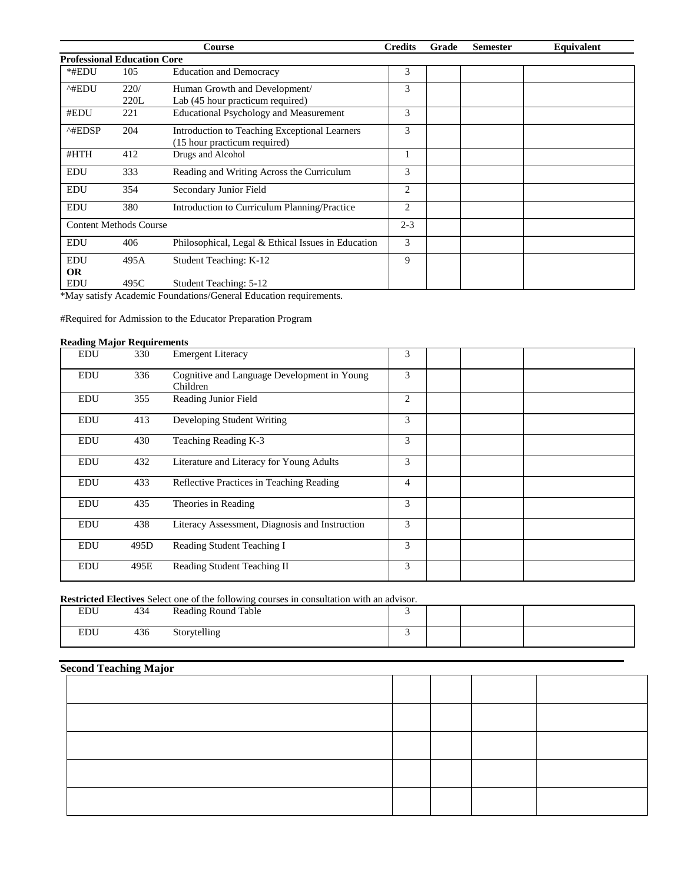| Course | | | Credits | Grade | Semester | Equivalent |
|---|---|---|---|---|---|---|
| **Professional Education Core** | | | | | | |
| *#EDU | 105 | Education and Democracy | 3 | | | |
| ^#EDU | 220/ 220L | Human Growth and Development/ Lab (45 hour practicum required) | 3 | | | |
| #EDU | 221 | Educational Psychology and Measurement | 3 | | | |
| ^#EDSP | 204 | Introduction to Teaching Exceptional Learners (15 hour practicum required) | 3 | | | |
| #HTH | 412 | Drugs and Alcohol | 1 | | | |
| EDU | 333 | Reading and Writing Across the Curriculum | 3 | | | |
| EDU | 354 | Secondary Junior Field | 2 | | | |
| EDU | 380 | Introduction to Curriculum Planning/Practice | 2 | | | |
| Content Methods Course | | | 2-3 | | | |
| EDU | 406 | Philosophical, Legal & Ethical Issues in Education | 3 | | | |
| EDU **OR** EDU | 495A 495C | Student Teaching: K-12 Student Teaching: 5-12 | 9 | | | |

*May satisfy Academic Foundations/General Education requirements.

#Required for Admission to the Educator Preparation Program

**Reading Major Requirements**

| | | | | | | |
|---|---|---|---|---|---|---|
| EDU | 330 | Emergent Literacy | 3 | | | |
| EDU | 336 | Cognitive and Language Development in Young Children | 3 | | | |
| EDU | 355 | Reading Junior Field | 2 | | | |
| EDU | 413 | Developing Student Writing | 3 | | | |
| EDU | 430 | Teaching Reading K-3 | 3 | | | |
| EDU | 432 | Literature and Literacy for Young Adults | 3 | | | |
| EDU | 433 | Reflective Practices in Teaching Reading | 4 | | | |
| EDU | 435 | Theories in Reading | 3 | | | |
| EDU | 438 | Literacy Assessment, Diagnosis and Instruction | 3 | | | |
| EDU | 495D | Reading Student Teaching I | 3 | | | |
| EDU | 495E | Reading Student Teaching II | 3 | | | |

**Restricted Electives** Select one of the following courses in consultation with an advisor.

| | | | | | | |
|---|---|---|---|---|---|---|
| EDU | 434 | Reading Round Table | 3 | | | |
| EDU | 436 | Storytelling | 3 | | | |

**Second Teaching Major**

| | | | | |
|---|---|---|---|---|
| | | | | |
| | | | | |
| | | | | |
| | | | | |
| | | | | |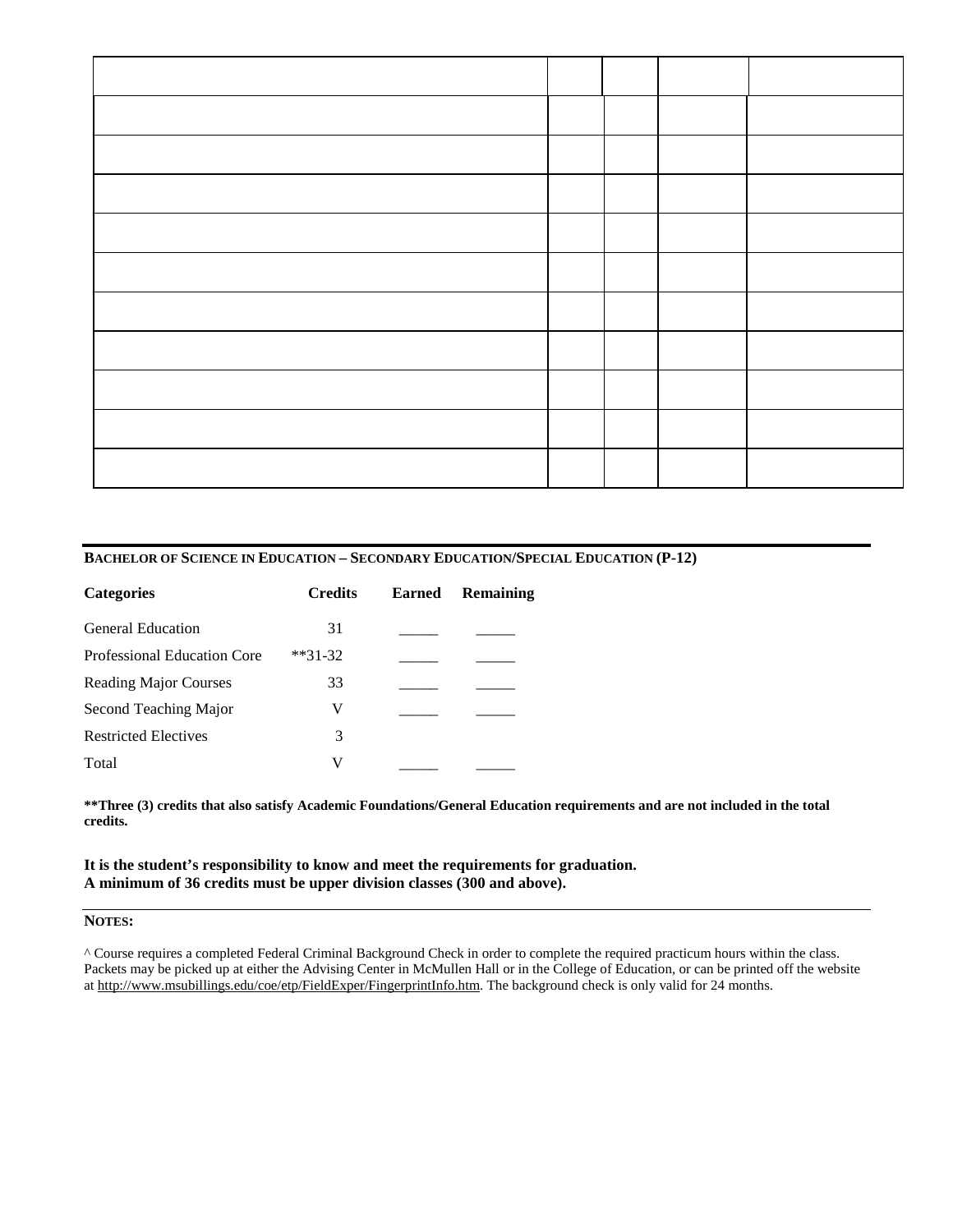| | | | | |
|---|---|---|---|---|
| | | | | |
| | | | | |
| | | | | |
| | | | | |
| | | | | |
| | | | | |
| | | | | |
| | | | | |
| | | | | |
| | | | | |
| | | | | |

## BACHELOR OF SCIENCE IN EDUCATION – SECONDARY EDUCATION/SPECIAL EDUCATION (P-12)

| Categories | Credits | Earned | Remaining |
|---|---|---|---|
| General Education | 31 | _____ | _____ |
| Professional Education Core | **31-32 | _____ | _____ |
| Reading Major Courses | 33 | _____ | _____ |
| Second Teaching Major | V | _____ | _____ |
| Restricted Electives | 3 | | |
| Total | V | _____ | _____ |

**\*\*Three (3) credits that also satisfy Academic Foundations/General Education requirements and are not included in the total credits.**

**It is the student's responsibility to know and meet the requirements for graduation.**
**A minimum of 36 credits must be upper division classes (300 and above).**

**NOTES:**

^ Course requires a completed Federal Criminal Background Check in order to complete the required practicum hours within the class. Packets may be picked up at either the Advising Center in McMullen Hall or in the College of Education, or can be printed off the website at http://www.msubillings.edu/coe/etp/FieldExper/FingerprintInfo.htm. The background check is only valid for 24 months.